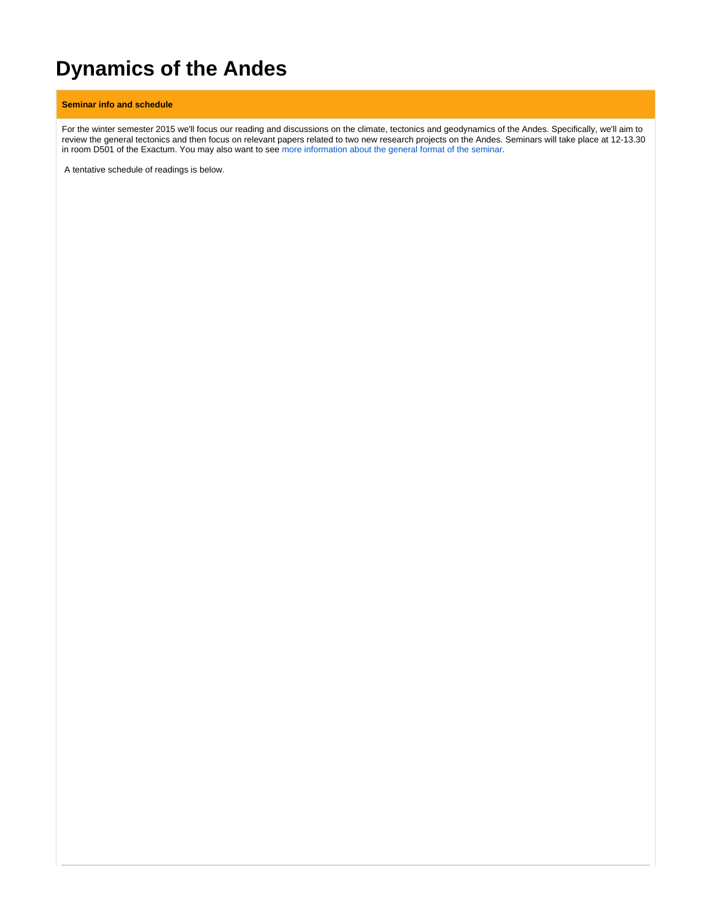# Dynamics of the Andes

**Seminar info and schedule**

For the winter semester 2015 we'll focus our reading and discussions on the climate, tectonics and geodynamics of the Andes. Specifically, we'll aim to review the general tectonics and then focus on relevant papers related to two new research projects on the Andes. Seminars will take place at 12-13.30 in room D501 of the Exactum. You may also want to see more information about the general format of the seminar.

A tentative schedule of readings is below.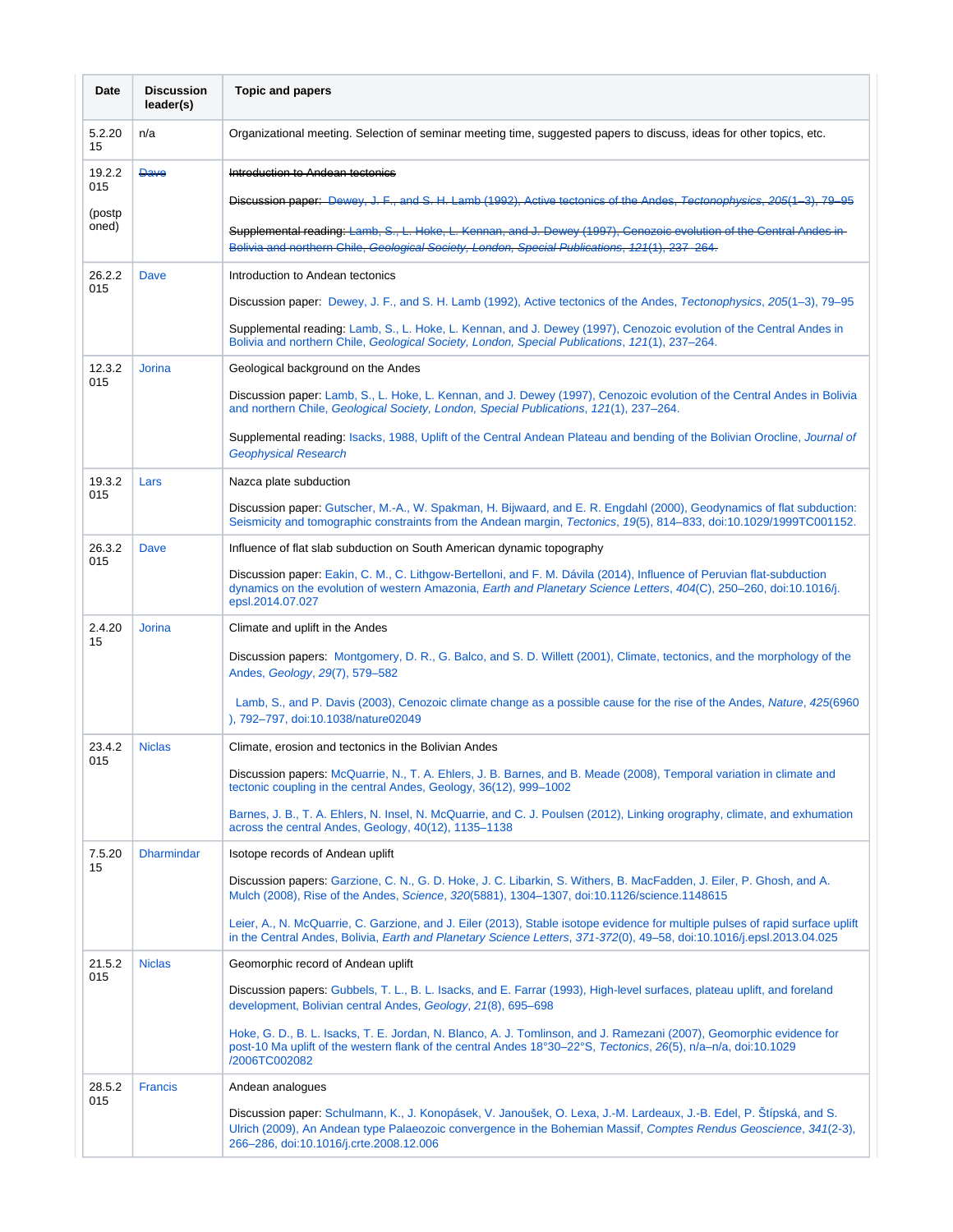| Date | Discussion leader(s) | Topic and papers |
|---|---|---|
| 5.2.2015 | n/a | Organizational meeting. Selection of seminar meeting time, suggested papers to discuss, ideas for other topics, etc. |
| 19.2.2015 (postponed) | ~~Dave~~ | ~~Introduction to Andean tectonics~~<br><br>~~Discussion paper: Dewey, J. F., and S. H. Lamb (1992), Active tectonics of the Andes, *Tectonophysics*, *205*(1–3), 79–95~~<br><br>~~Supplemental reading: Lamb, S., L. Hoke, L. Kennan, and J. Dewey (1997), Cenozoic evolution of the Central Andes in Bolivia and northern Chile, *Geological Society, London, Special Publications*, *121*(1), 237–264.~~ |
| 26.2.2015 | Dave | Introduction to Andean tectonics<br><br>Discussion paper: Dewey, J. F., and S. H. Lamb (1992), Active tectonics of the Andes, *Tectonophysics*, *205*(1–3), 79–95<br><br>Supplemental reading: Lamb, S., L. Hoke, L. Kennan, and J. Dewey (1997), Cenozoic evolution of the Central Andes in Bolivia and northern Chile, *Geological Society, London, Special Publications*, *121*(1), 237–264. |
| 12.3.2015 | Jorina | Geological background on the Andes<br><br>Discussion paper: Lamb, S., L. Hoke, L. Kennan, and J. Dewey (1997), Cenozoic evolution of the Central Andes in Bolivia and northern Chile, *Geological Society, London, Special Publications*, *121*(1), 237–264.<br><br>Supplemental reading: Isacks, 1988, Uplift of the Central Andean Plateau and bending of the Bolivian Orocline, *Journal of Geophysical Research* |
| 19.3.2015 | Lars | Nazca plate subduction<br><br>Discussion paper: Gutscher, M.-A., W. Spakman, H. Bijwaard, and E. R. Engdahl (2000), Geodynamics of flat subduction: Seismicity and tomographic constraints from the Andean margin, *Tectonics*, *19*(5), 814–833, doi:10.1029/1999TC001152. |
| 26.3.2015 | Dave | Influence of flat slab subduction on South American dynamic topography<br><br>Discussion paper: Eakin, C. M., C. Lithgow-Bertelloni, and F. M. Dávila (2014), Influence of Peruvian flat-subduction dynamics on the evolution of western Amazonia, *Earth and Planetary Science Letters*, *404*(C), 250–260, doi:10.1016/j.epsl.2014.07.027 |
| 2.4.2015 | Jorina | Climate and uplift in the Andes<br><br>Discussion papers: Montgomery, D. R., G. Balco, and S. D. Willett (2001), Climate, tectonics, and the morphology of the Andes, *Geology*, *29*(7), 579–582<br><br>Lamb, S., and P. Davis (2003), Cenozoic climate change as a possible cause for the rise of the Andes, *Nature*, *425*(6960), 792–797, doi:10.1038/nature02049 |
| 23.4.2015 | Niclas | Climate, erosion and tectonics in the Bolivian Andes<br><br>Discussion papers: McQuarrie, N., T. A. Ehlers, J. B. Barnes, and B. Meade (2008), Temporal variation in climate and tectonic coupling in the central Andes, Geology, 36(12), 999–1002<br><br>Barnes, J. B., T. A. Ehlers, N. Insel, N. McQuarrie, and C. J. Poulsen (2012), Linking orography, climate, and exhumation across the central Andes, Geology, 40(12), 1135–1138 |
| 7.5.2015 | Dharmindar | Isotope records of Andean uplift<br><br>Discussion papers: Garzione, C. N., G. D. Hoke, J. C. Libarkin, S. Withers, B. MacFadden, J. Eiler, P. Ghosh, and A. Mulch (2008), Rise of the Andes, *Science*, *320*(5881), 1304–1307, doi:10.1126/science.1148615<br><br>Leier, A., N. McQuarrie, C. Garzione, and J. Eiler (2013), Stable isotope evidence for multiple pulses of rapid surface uplift in the Central Andes, Bolivia, *Earth and Planetary Science Letters*, *371-372*(0), 49–58, doi:10.1016/j.epsl.2013.04.025 |
| 21.5.2015 | Niclas | Geomorphic record of Andean uplift<br><br>Discussion papers: Gubbels, T. L., B. L. Isacks, and E. Farrar (1993), High-level surfaces, plateau uplift, and foreland development, Bolivian central Andes, *Geology*, *21*(8), 695–698<br><br>Hoke, G. D., B. L. Isacks, T. E. Jordan, N. Blanco, A. J. Tomlinson, and J. Ramezani (2007), Geomorphic evidence for post-10 Ma uplift of the western flank of the central Andes 18°30–22°S, *Tectonics*, *26*(5), n/a–n/a, doi:10.1029/2006TC002082 |
| 28.5.2015 | Francis | Andean analogues<br><br>Discussion paper: Schulmann, K., J. Konopásek, V. Janoušek, O. Lexa, J.-M. Lardeaux, J.-B. Edel, P. Štípská, and S. Ulrich (2009), An Andean type Palaeozoic convergence in the Bohemian Massif, *Comptes Rendus Geoscience*, *341*(2-3), 266–286, doi:10.1016/j.crte.2008.12.006 |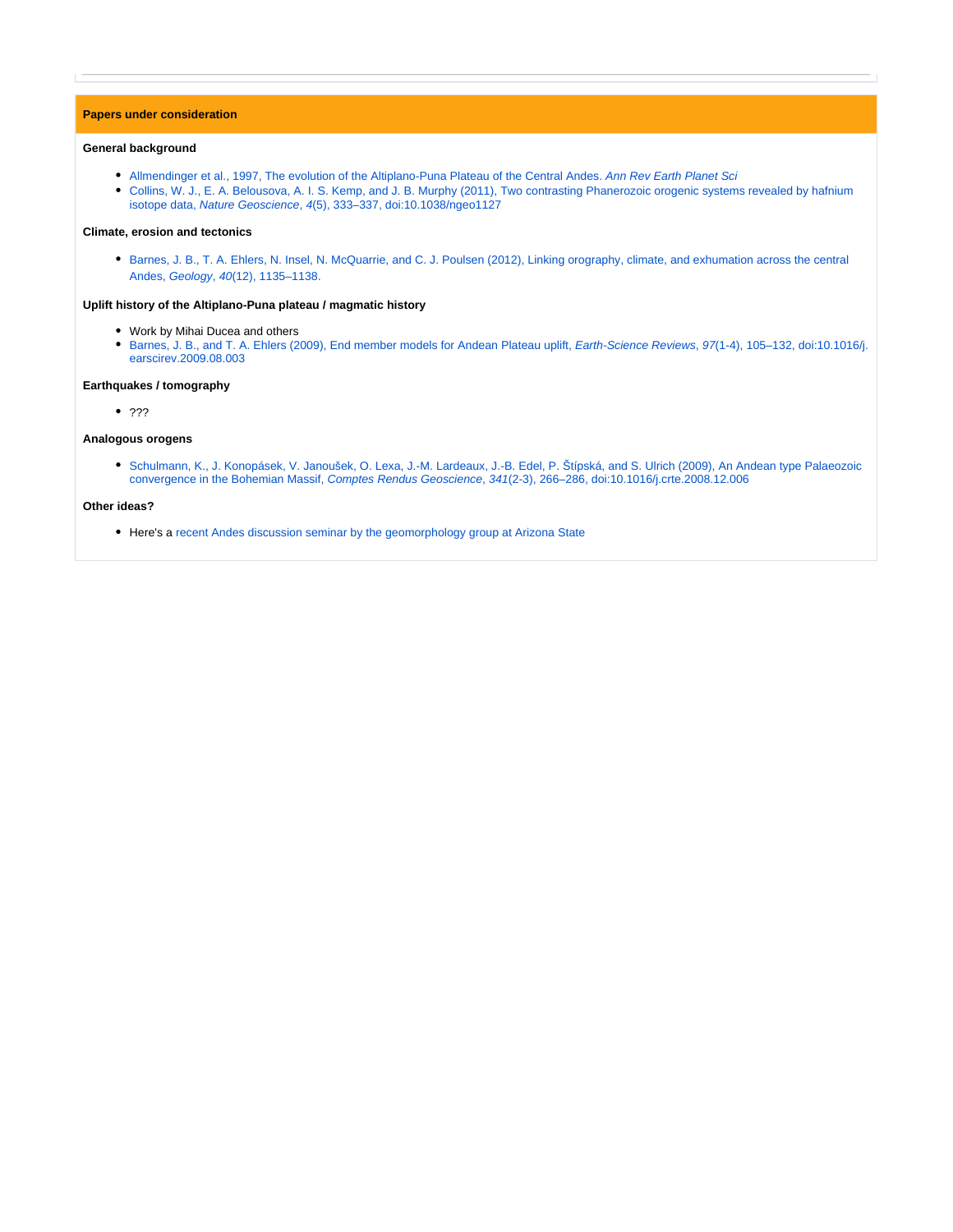## Papers under consideration

**General background**

- Allmendinger et al., 1997, The evolution of the Altiplano-Puna Plateau of the Central Andes. *Ann Rev Earth Planet Sci*
- Collins, W. J., E. A. Belousova, A. I. S. Kemp, and J. B. Murphy (2011), Two contrasting Phanerozoic orogenic systems revealed by hafnium isotope data, *Nature Geoscience*, *4*(5), 333–337, doi:10.1038/ngeo1127

**Climate, erosion and tectonics**

- Barnes, J. B., T. A. Ehlers, N. Insel, N. McQuarrie, and C. J. Poulsen (2012), Linking orography, climate, and exhumation across the central Andes, *Geology*, *40*(12), 1135–1138.

**Uplift history of the Altiplano-Puna plateau / magmatic history**

- Work by Mihai Ducea and others
- Barnes, J. B., and T. A. Ehlers (2009), End member models for Andean Plateau uplift, *Earth-Science Reviews*, *97*(1-4), 105–132, doi:10.1016/j.earscirev.2009.08.003

**Earthquakes / tomography**

- ???

**Analogous orogens**

- Schulmann, K., J. Konopásek, V. Janoušek, O. Lexa, J.-M. Lardeaux, J.-B. Edel, P. Štípská, and S. Ulrich (2009), An Andean type Palaeozoic convergence in the Bohemian Massif, *Comptes Rendus Geoscience*, *341*(2-3), 266–286, doi:10.1016/j.crte.2008.12.006

**Other ideas?**

- Here's a recent Andes discussion seminar by the geomorphology group at Arizona State